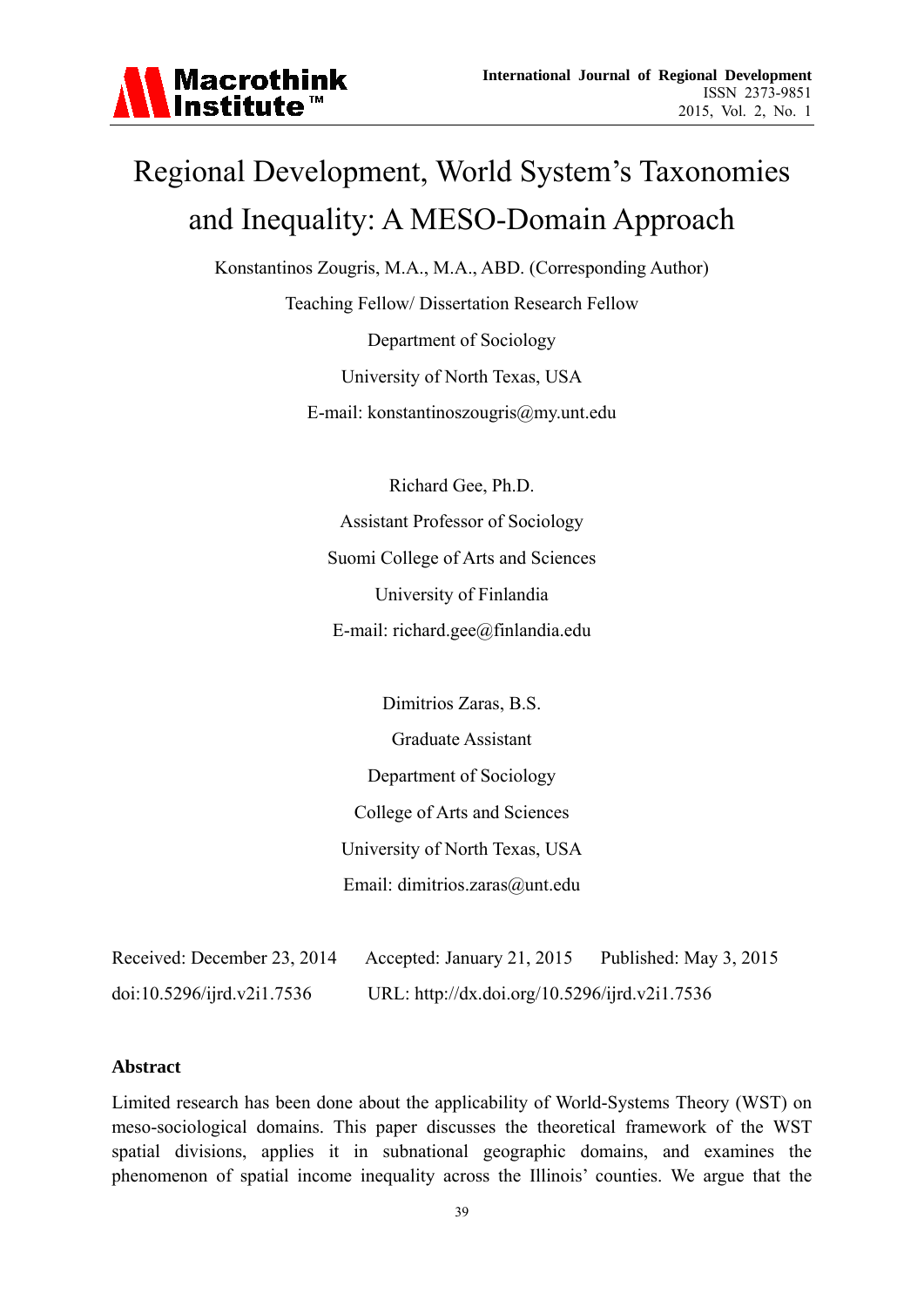# Regional Development, World System's Taxonomies and Inequality: A MESO-Domain Approach

Konstantinos Zougris, M.A., M.A., ABD. (Corresponding Author)

Teaching Fellow/ Dissertation Research Fellow

Department of Sociology

University of North Texas, USA

E-mail: konstantinoszougris@my.unt.edu

Richard Gee, Ph.D.

Assistant Professor of Sociology

Suomi College of Arts and Sciences

University of Finlandia

E-mail: richard.gee@finlandia.edu

Dimitrios Zaras, B.S.

Graduate Assistant

Department of Sociology

College of Arts and Sciences

University of North Texas, USA

Email: dimitrios.zaras@unt.edu

Received: December 23, 2014 Accepted: January 21, 2015 Published: May 3, 2015

doi:10.5296/ijrd.v2i1.7536 URL: http://dx.doi.org/10.5296/ijrd.v2i1.7536

## Abstract

Limited research has been done about the applicability of World-Systems Theory (WST) on meso-sociological domains. This paper discusses the theoretical framework of the WST spatial divisions, applies it in subnational geographic domains, and examines the phenomenon of spatial income inequality across the Illinois' counties. We argue that the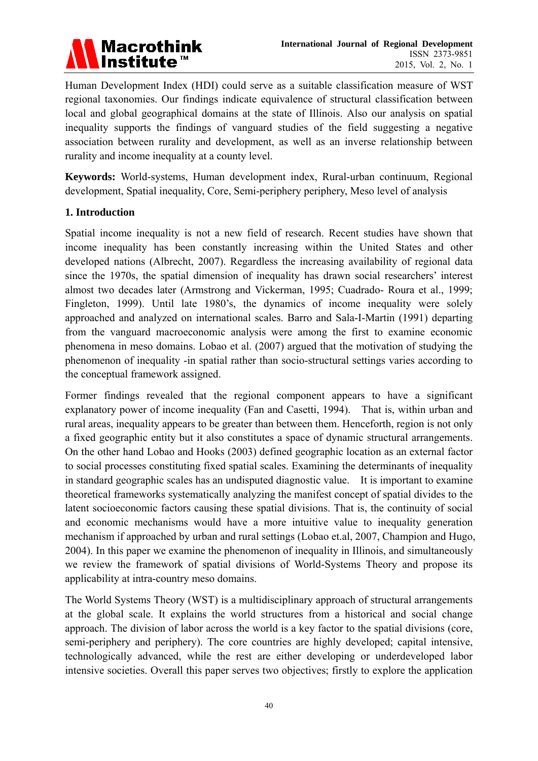Human Development Index (HDI) could serve as a suitable classification measure of WST regional taxonomies. Our findings indicate equivalence of structural classification between local and global geographical domains at the state of Illinois. Also our analysis on spatial inequality supports the findings of vanguard studies of the field suggesting a negative association between rurality and development, as well as an inverse relationship between rurality and income inequality at a county level.

**Keywords:** World-systems, Human development index, Rural-urban continuum, Regional development, Spatial inequality, Core, Semi-periphery periphery, Meso level of analysis

## 1. Introduction

Spatial income inequality is not a new field of research. Recent studies have shown that income inequality has been constantly increasing within the United States and other developed nations (Albrecht, 2007). Regardless the increasing availability of regional data since the 1970s, the spatial dimension of inequality has drawn social researchers' interest almost two decades later (Armstrong and Vickerman, 1995; Cuadrado- Roura et al., 1999; Fingleton, 1999). Until late 1980's, the dynamics of income inequality were solely approached and analyzed on international scales. Barro and Sala-I-Martin (1991) departing from the vanguard macroeconomic analysis were among the first to examine economic phenomena in meso domains. Lobao et al. (2007) argued that the motivation of studying the phenomenon of inequality -in spatial rather than socio-structural settings varies according to the conceptual framework assigned.

Former findings revealed that the regional component appears to have a significant explanatory power of income inequality (Fan and Casetti, 1994). That is, within urban and rural areas, inequality appears to be greater than between them. Henceforth, region is not only a fixed geographic entity but it also constitutes a space of dynamic structural arrangements. On the other hand Lobao and Hooks (2003) defined geographic location as an external factor to social processes constituting fixed spatial scales. Examining the determinants of inequality in standard geographic scales has an undisputed diagnostic value. It is important to examine theoretical frameworks systematically analyzing the manifest concept of spatial divides to the latent socioeconomic factors causing these spatial divisions. That is, the continuity of social and economic mechanisms would have a more intuitive value to inequality generation mechanism if approached by urban and rural settings (Lobao et.al, 2007, Champion and Hugo, 2004). In this paper we examine the phenomenon of inequality in Illinois, and simultaneously we review the framework of spatial divisions of World-Systems Theory and propose its applicability at intra-country meso domains.

The World Systems Theory (WST) is a multidisciplinary approach of structural arrangements at the global scale. It explains the world structures from a historical and social change approach. The division of labor across the world is a key factor to the spatial divisions (core, semi-periphery and periphery). The core countries are highly developed; capital intensive, technologically advanced, while the rest are either developing or underdeveloped labor intensive societies. Overall this paper serves two objectives; firstly to explore the application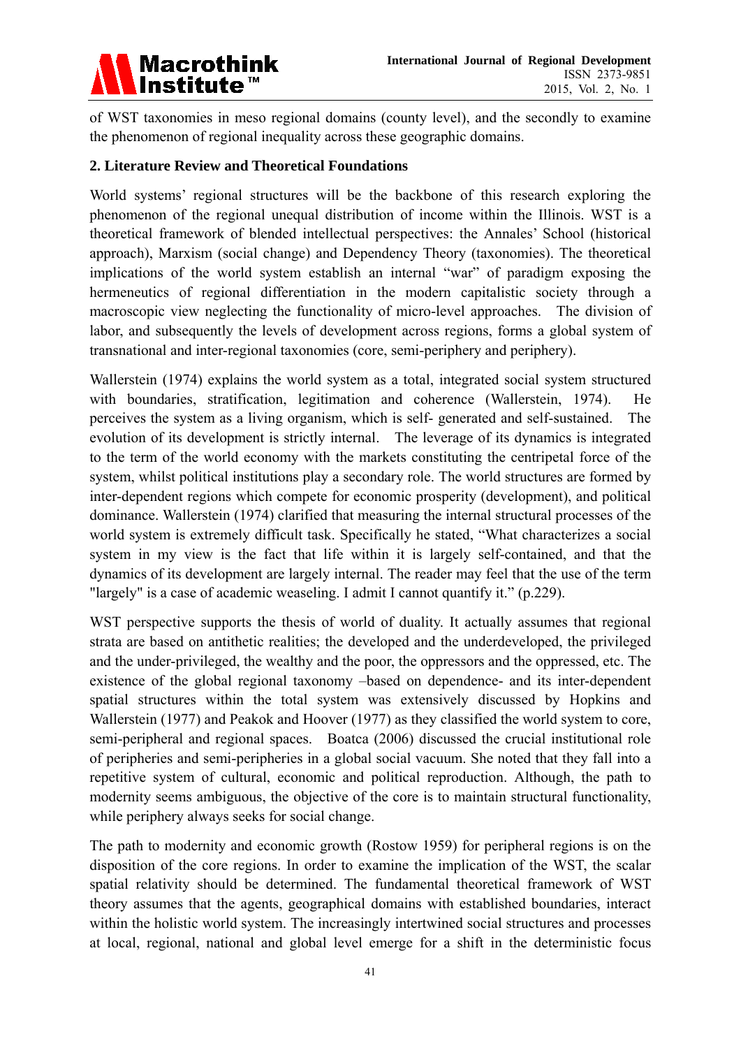of WST taxonomies in meso regional domains (county level), and the secondly to examine the phenomenon of regional inequality across these geographic domains.

## 2. Literature Review and Theoretical Foundations

World systems' regional structures will be the backbone of this research exploring the phenomenon of the regional unequal distribution of income within the Illinois. WST is a theoretical framework of blended intellectual perspectives: the Annales' School (historical approach), Marxism (social change) and Dependency Theory (taxonomies). The theoretical implications of the world system establish an internal "war" of paradigm exposing the hermeneutics of regional differentiation in the modern capitalistic society through a macroscopic view neglecting the functionality of micro-level approaches. The division of labor, and subsequently the levels of development across regions, forms a global system of transnational and inter-regional taxonomies (core, semi-periphery and periphery).

Wallerstein (1974) explains the world system as a total, integrated social system structured with boundaries, stratification, legitimation and coherence (Wallerstein, 1974). He perceives the system as a living organism, which is self- generated and self-sustained. The evolution of its development is strictly internal. The leverage of its dynamics is integrated to the term of the world economy with the markets constituting the centripetal force of the system, whilst political institutions play a secondary role. The world structures are formed by inter-dependent regions which compete for economic prosperity (development), and political dominance. Wallerstein (1974) clarified that measuring the internal structural processes of the world system is extremely difficult task. Specifically he stated, "What characterizes a social system in my view is the fact that life within it is largely self-contained, and that the dynamics of its development are largely internal. The reader may feel that the use of the term "largely" is a case of academic weaseling. I admit I cannot quantify it." (p.229).

WST perspective supports the thesis of world of duality. It actually assumes that regional strata are based on antithetic realities; the developed and the underdeveloped, the privileged and the under-privileged, the wealthy and the poor, the oppressors and the oppressed, etc. The existence of the global regional taxonomy –based on dependence- and its inter-dependent spatial structures within the total system was extensively discussed by Hopkins and Wallerstein (1977) and Peakok and Hoover (1977) as they classified the world system to core, semi-peripheral and regional spaces. Boatca (2006) discussed the crucial institutional role of peripheries and semi-peripheries in a global social vacuum. She noted that they fall into a repetitive system of cultural, economic and political reproduction. Although, the path to modernity seems ambiguous, the objective of the core is to maintain structural functionality, while periphery always seeks for social change.

The path to modernity and economic growth (Rostow 1959) for peripheral regions is on the disposition of the core regions. In order to examine the implication of the WST, the scalar spatial relativity should be determined. The fundamental theoretical framework of WST theory assumes that the agents, geographical domains with established boundaries, interact within the holistic world system. The increasingly intertwined social structures and processes at local, regional, national and global level emerge for a shift in the deterministic focus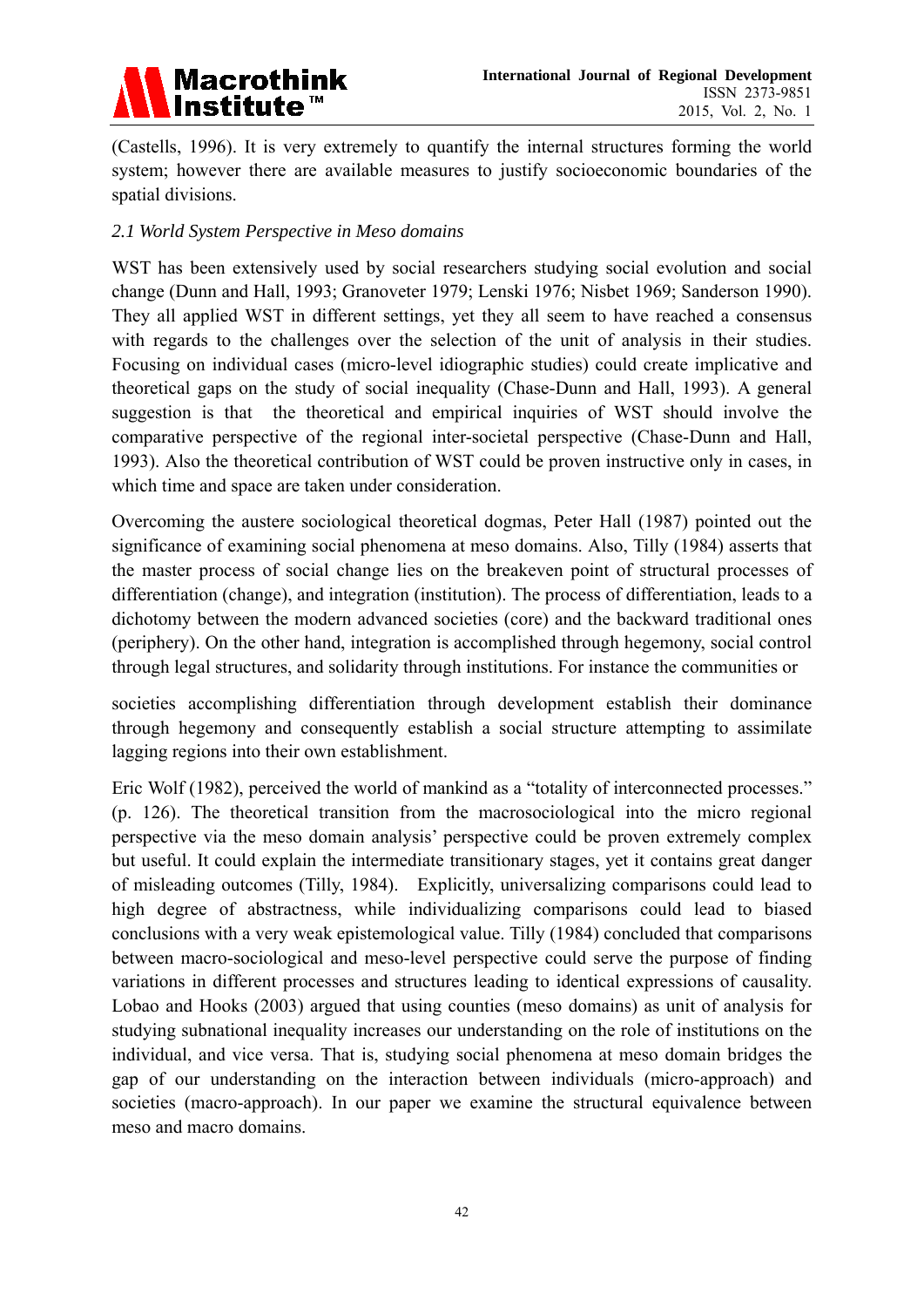(Castells, 1996). It is very extremely to quantify the internal structures forming the world system; however there are available measures to justify socioeconomic boundaries of the spatial divisions.

### *2.1 World System Perspective in Meso domains*

WST has been extensively used by social researchers studying social evolution and social change (Dunn and Hall, 1993; Granoveter 1979; Lenski 1976; Nisbet 1969; Sanderson 1990). They all applied WST in different settings, yet they all seem to have reached a consensus with regards to the challenges over the selection of the unit of analysis in their studies. Focusing on individual cases (micro-level idiographic studies) could create implicative and theoretical gaps on the study of social inequality (Chase-Dunn and Hall, 1993). A general suggestion is that the theoretical and empirical inquiries of WST should involve the comparative perspective of the regional inter-societal perspective (Chase-Dunn and Hall, 1993). Also the theoretical contribution of WST could be proven instructive only in cases, in which time and space are taken under consideration.

Overcoming the austere sociological theoretical dogmas, Peter Hall (1987) pointed out the significance of examining social phenomena at meso domains. Also, Tilly (1984) asserts that the master process of social change lies on the breakeven point of structural processes of differentiation (change), and integration (institution). The process of differentiation, leads to a dichotomy between the modern advanced societies (core) and the backward traditional ones (periphery). On the other hand, integration is accomplished through hegemony, social control through legal structures, and solidarity through institutions. For instance the communities or societies accomplishing differentiation through development establish their dominance through hegemony and consequently establish a social structure attempting to assimilate lagging regions into their own establishment.

Eric Wolf (1982), perceived the world of mankind as a "totality of interconnected processes." (p. 126). The theoretical transition from the macrosociological into the micro regional perspective via the meso domain analysis' perspective could be proven extremely complex but useful. It could explain the intermediate transitionary stages, yet it contains great danger of misleading outcomes (Tilly, 1984). Explicitly, universalizing comparisons could lead to high degree of abstractness, while individualizing comparisons could lead to biased conclusions with a very weak epistemological value. Tilly (1984) concluded that comparisons between macro-sociological and meso-level perspective could serve the purpose of finding variations in different processes and structures leading to identical expressions of causality. Lobao and Hooks (2003) argued that using counties (meso domains) as unit of analysis for studying subnational inequality increases our understanding on the role of institutions on the individual, and vice versa. That is, studying social phenomena at meso domain bridges the gap of our understanding on the interaction between individuals (micro-approach) and societies (macro-approach). In our paper we examine the structural equivalence between meso and macro domains.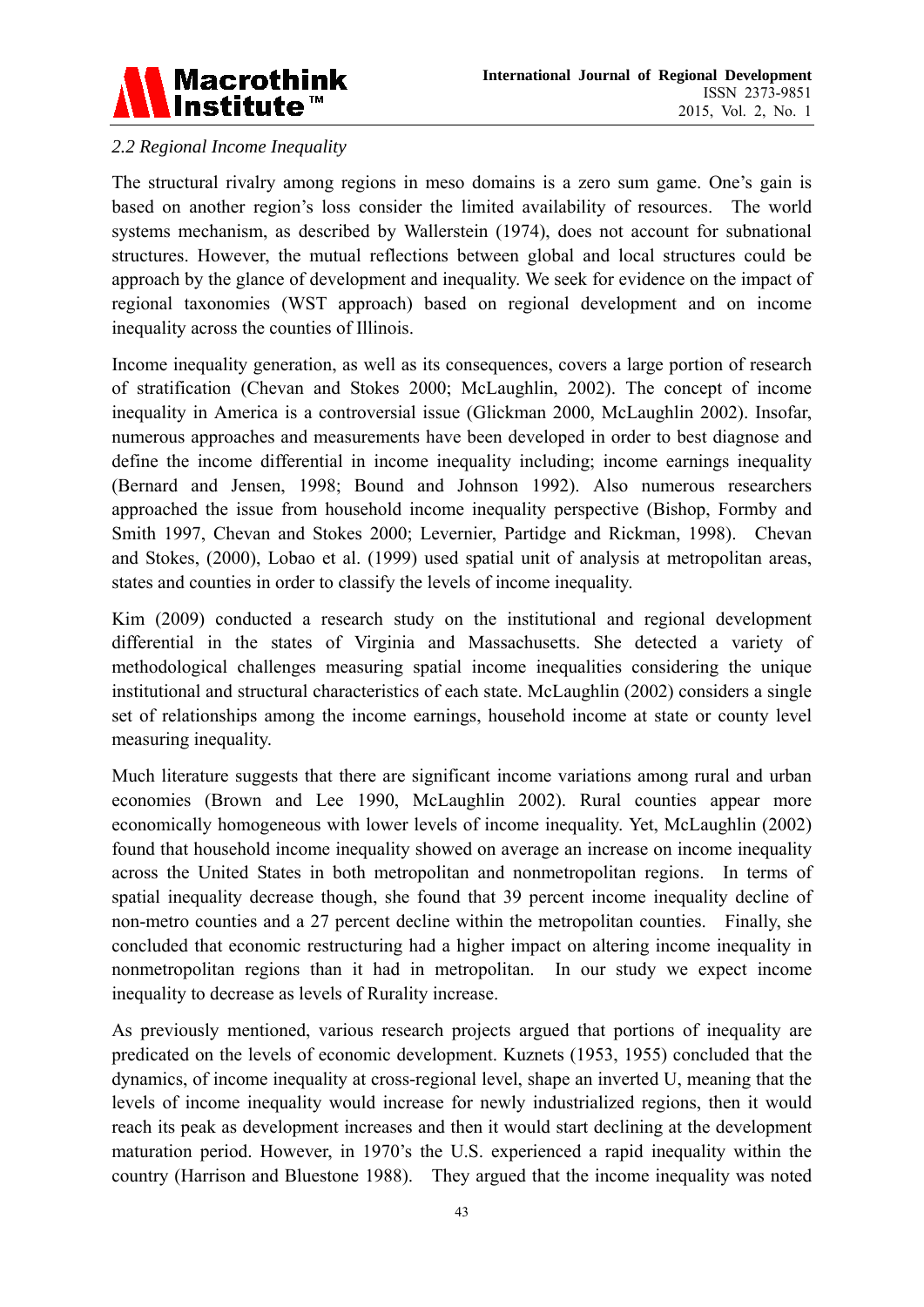### *2.2 Regional Income Inequality*

The structural rivalry among regions in meso domains is a zero sum game. One's gain is based on another region's loss consider the limited availability of resources. The world systems mechanism, as described by Wallerstein (1974), does not account for subnational structures. However, the mutual reflections between global and local structures could be approach by the glance of development and inequality. We seek for evidence on the impact of regional taxonomies (WST approach) based on regional development and on income inequality across the counties of Illinois.

Income inequality generation, as well as its consequences, covers a large portion of research of stratification (Chevan and Stokes 2000; McLaughlin, 2002). The concept of income inequality in America is a controversial issue (Glickman 2000, McLaughlin 2002). Insofar, numerous approaches and measurements have been developed in order to best diagnose and define the income differential in income inequality including; income earnings inequality (Bernard and Jensen, 1998; Bound and Johnson 1992). Also numerous researchers approached the issue from household income inequality perspective (Bishop, Formby and Smith 1997, Chevan and Stokes 2000; Levernier, Partidge and Rickman, 1998). Chevan and Stokes, (2000), Lobao et al. (1999) used spatial unit of analysis at metropolitan areas, states and counties in order to classify the levels of income inequality.

Kim (2009) conducted a research study on the institutional and regional development differential in the states of Virginia and Massachusetts. She detected a variety of methodological challenges measuring spatial income inequalities considering the unique institutional and structural characteristics of each state. McLaughlin (2002) considers a single set of relationships among the income earnings, household income at state or county level measuring inequality.

Much literature suggests that there are significant income variations among rural and urban economies (Brown and Lee 1990, McLaughlin 2002). Rural counties appear more economically homogeneous with lower levels of income inequality. Yet, McLaughlin (2002) found that household income inequality showed on average an increase on income inequality across the United States in both metropolitan and nonmetropolitan regions. In terms of spatial inequality decrease though, she found that 39 percent income inequality decline of non-metro counties and a 27 percent decline within the metropolitan counties. Finally, she concluded that economic restructuring had a higher impact on altering income inequality in nonmetropolitan regions than it had in metropolitan. In our study we expect income inequality to decrease as levels of Rurality increase.

As previously mentioned, various research projects argued that portions of inequality are predicated on the levels of economic development. Kuznets (1953, 1955) concluded that the dynamics, of income inequality at cross-regional level, shape an inverted U, meaning that the levels of income inequality would increase for newly industrialized regions, then it would reach its peak as development increases and then it would start declining at the development maturation period. However, in 1970's the U.S. experienced a rapid inequality within the country (Harrison and Bluestone 1988). They argued that the income inequality was noted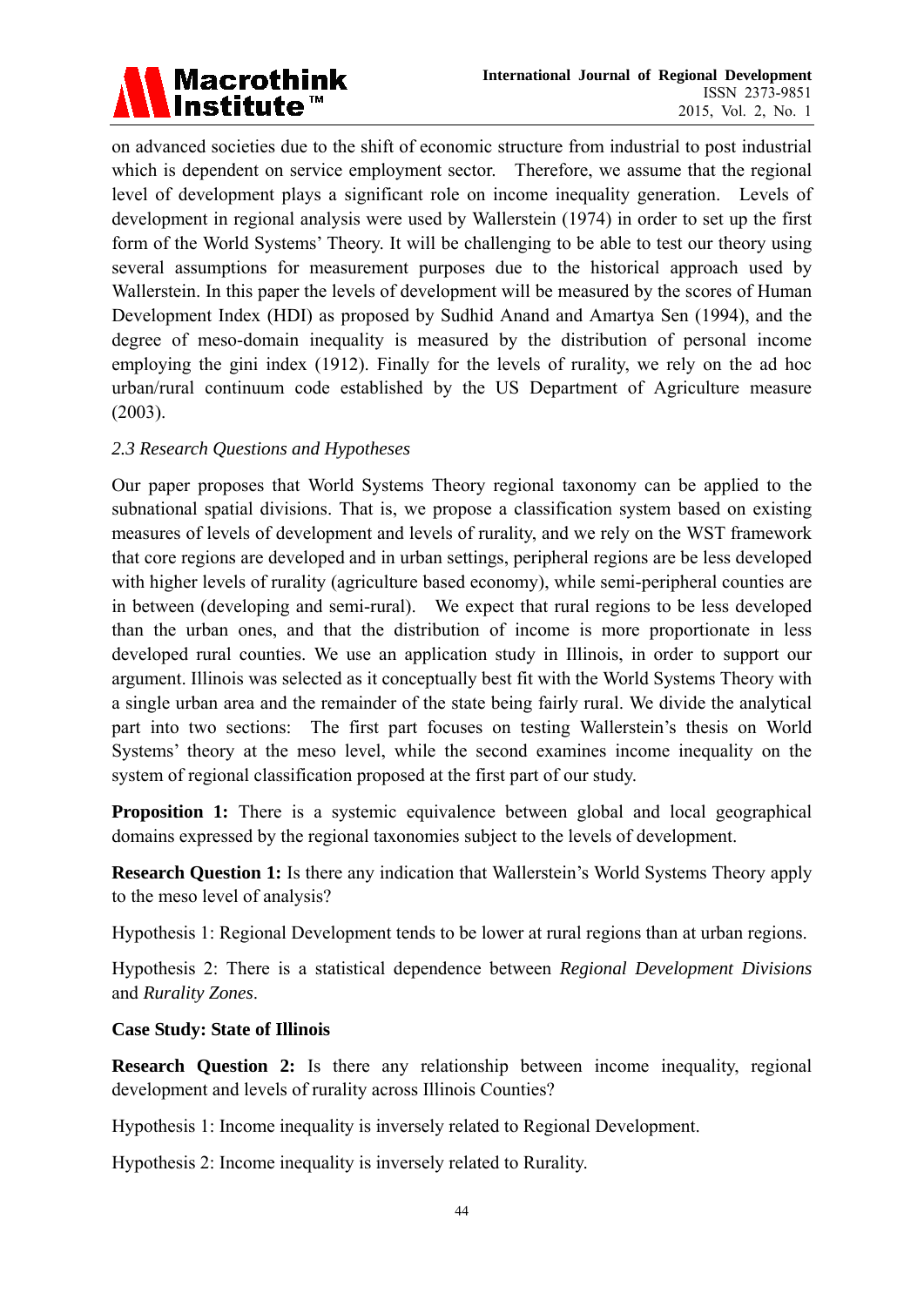on advanced societies due to the shift of economic structure from industrial to post industrial which is dependent on service employment sector. Therefore, we assume that the regional level of development plays a significant role on income inequality generation. Levels of development in regional analysis were used by Wallerstein (1974) in order to set up the first form of the World Systems' Theory. It will be challenging to be able to test our theory using several assumptions for measurement purposes due to the historical approach used by Wallerstein. In this paper the levels of development will be measured by the scores of Human Development Index (HDI) as proposed by Sudhid Anand and Amartya Sen (1994), and the degree of meso-domain inequality is measured by the distribution of personal income employing the gini index (1912). Finally for the levels of rurality, we rely on the ad hoc urban/rural continuum code established by the US Department of Agriculture measure (2003).

### *2.3 Research Questions and Hypotheses*

Our paper proposes that World Systems Theory regional taxonomy can be applied to the subnational spatial divisions. That is, we propose a classification system based on existing measures of levels of development and levels of rurality, and we rely on the WST framework that core regions are developed and in urban settings, peripheral regions are be less developed with higher levels of rurality (agriculture based economy), while semi-peripheral counties are in between (developing and semi-rural). We expect that rural regions to be less developed than the urban ones, and that the distribution of income is more proportionate in less developed rural counties. We use an application study in Illinois, in order to support our argument. Illinois was selected as it conceptually best fit with the World Systems Theory with a single urban area and the remainder of the state being fairly rural. We divide the analytical part into two sections: The first part focuses on testing Wallerstein's thesis on World Systems' theory at the meso level, while the second examines income inequality on the system of regional classification proposed at the first part of our study.

**Proposition 1:** There is a systemic equivalence between global and local geographical domains expressed by the regional taxonomies subject to the levels of development.

**Research Question 1:** Is there any indication that Wallerstein's World Systems Theory apply to the meso level of analysis?

Hypothesis 1: Regional Development tends to be lower at rural regions than at urban regions.

Hypothesis 2: There is a statistical dependence between *Regional Development Divisions* and *Rurality Zones*.

**Case Study: State of Illinois**

**Research Question 2:** Is there any relationship between income inequality, regional development and levels of rurality across Illinois Counties?

Hypothesis 1: Income inequality is inversely related to Regional Development.

Hypothesis 2: Income inequality is inversely related to Rurality.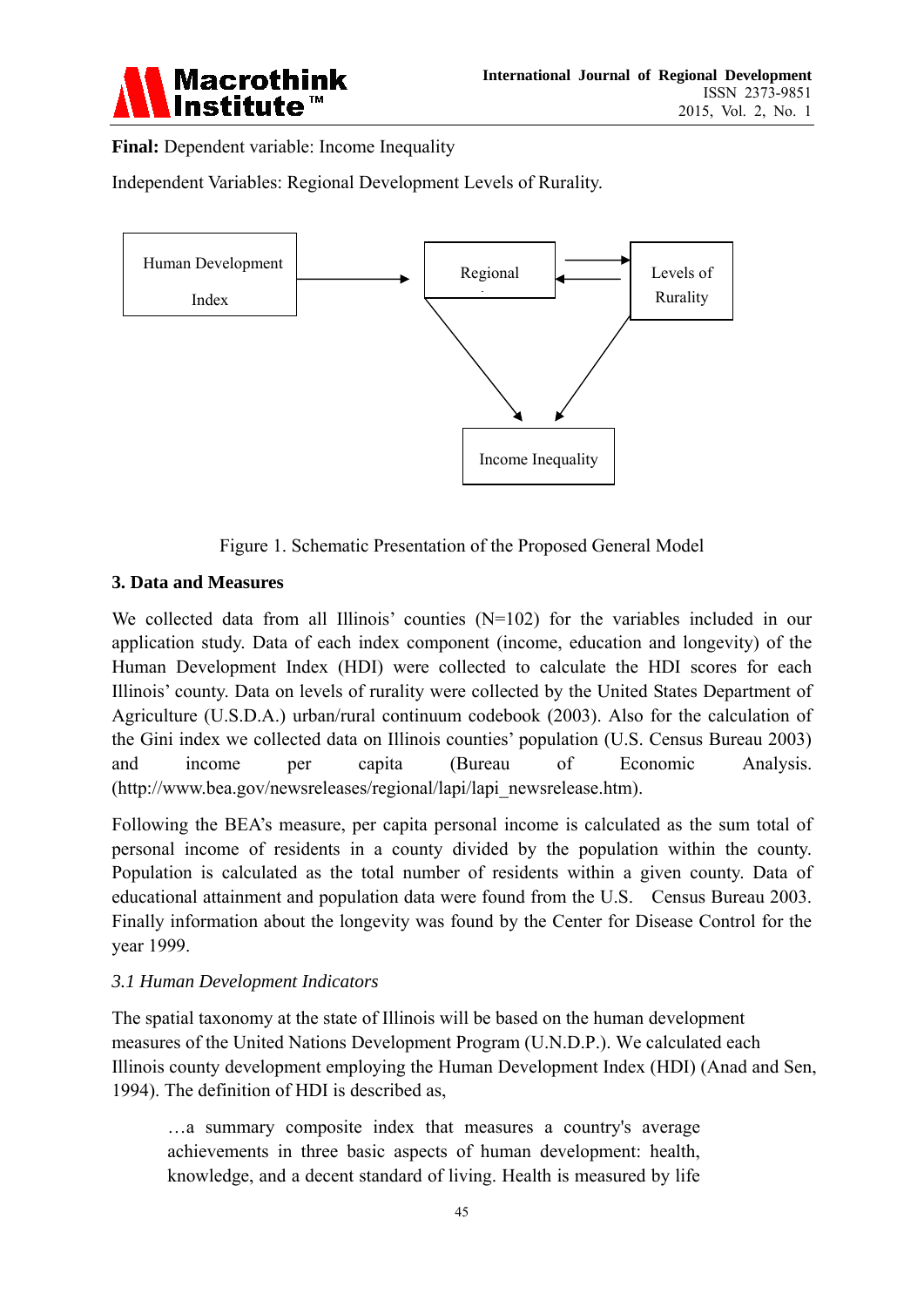**Final:** Dependent variable: Income Inequality

Independent Variables: Regional Development Levels of Rurality.

Human Development Index

Regional

Levels of Rurality

Income Inequality

Figure 1. Schematic Presentation of the Proposed General Model

## 3. Data and Measures

We collected data from all Illinois' counties (N=102) for the variables included in our application study. Data of each index component (income, education and longevity) of the Human Development Index (HDI) were collected to calculate the HDI scores for each Illinois' county. Data on levels of rurality were collected by the United States Department of Agriculture (U.S.D.A.) urban/rural continuum codebook (2003). Also for the calculation of the Gini index we collected data on Illinois counties' population (U.S. Census Bureau 2003) and income per capita (Bureau of Economic Analysis. (http://www.bea.gov/newsreleases/regional/lapi/lapi_newsrelease.htm).

Following the BEA's measure, per capita personal income is calculated as the sum total of personal income of residents in a county divided by the population within the county. Population is calculated as the total number of residents within a given county. Data of educational attainment and population data were found from the U.S. Census Bureau 2003. Finally information about the longevity was found by the Center for Disease Control for the year 1999.

### *3.1 Human Development Indicators*

The spatial taxonomy at the state of Illinois will be based on the human development measures of the United Nations Development Program (U.N.D.P.). We calculated each Illinois county development employing the Human Development Index (HDI) (Anad and Sen, 1994). The definition of HDI is described as,

> …a summary composite index that measures a country's average achievements in three basic aspects of human development: health, knowledge, and a decent standard of living. Health is measured by life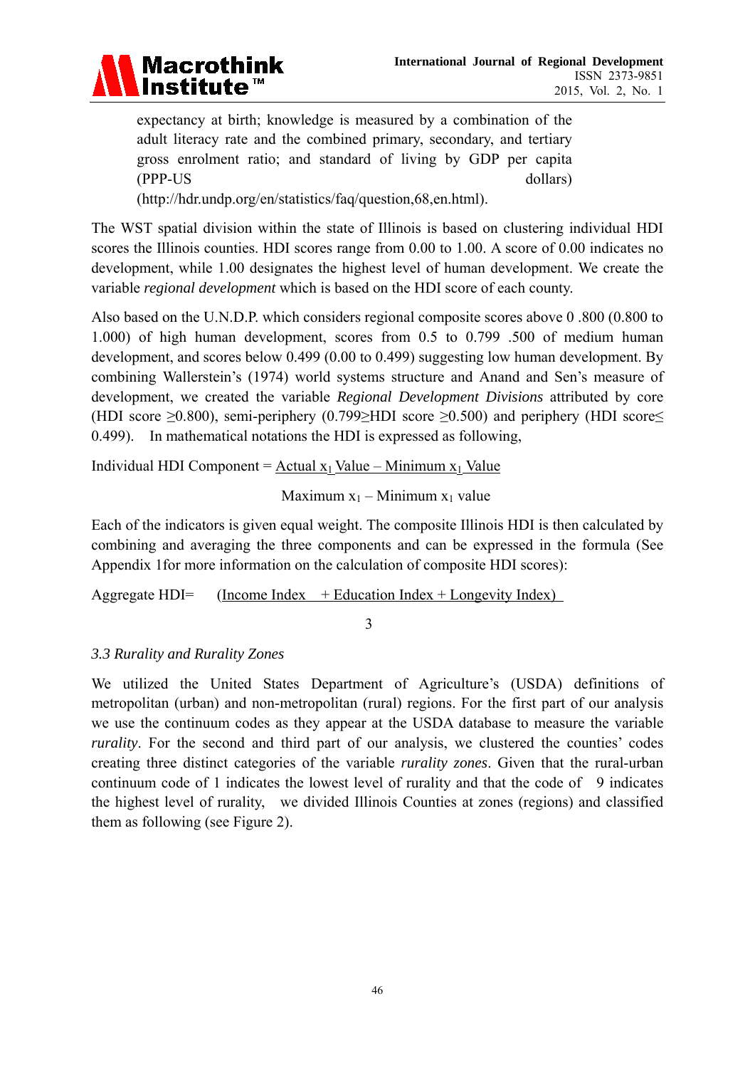expectancy at birth; knowledge is measured by a combination of the adult literacy rate and the combined primary, secondary, and tertiary gross enrolment ratio; and standard of living by GDP per capita (PPP-US dollars) (http://hdr.undp.org/en/statistics/faq/question,68,en.html).

The WST spatial division within the state of Illinois is based on clustering individual HDI scores the Illinois counties. HDI scores range from 0.00 to 1.00. A score of 0.00 indicates no development, while 1.00 designates the highest level of human development. We create the variable *regional development* which is based on the HDI score of each county.

Also based on the U.N.D.P. which considers regional composite scores above 0 .800 (0.800 to 1.000) of high human development, scores from 0.5 to 0.799 .500 of medium human development, and scores below 0.499 (0.00 to 0.499) suggesting low human development. By combining Wallerstein's (1974) world systems structure and Anand and Sen's measure of development, we created the variable *Regional Development Divisions* attributed by core (HDI score $\geq$0.800), semi-periphery (0.799$\geq$HDI score $\geq$0.500) and periphery (HDI score$\leq$ 0.499). In mathematical notations the HDI is expressed as following,

$$\text{Individual HDI Component} = \frac{\text{Actual } x_1 \text{ Value} - \text{Minimum } x_1 \text{ Value}}{\text{Maximum } x_1 - \text{Minimum } x_1 \text{ value}}$$

Each of the indicators is given equal weight. The composite Illinois HDI is then calculated by combining and averaging the three components and can be expressed in the formula (See Appendix 1for more information on the calculation of composite HDI scores):

$$\text{Aggregate HDI} = \frac{(\text{Income Index} + \text{Education Index} + \text{Longevity Index})}{3}$$

### *3.3 Rurality and Rurality Zones*

We utilized the United States Department of Agriculture's (USDA) definitions of metropolitan (urban) and non-metropolitan (rural) regions. For the first part of our analysis we use the continuum codes as they appear at the USDA database to measure the variable *rurality*. For the second and third part of our analysis, we clustered the counties' codes creating three distinct categories of the variable *rurality zones*. Given that the rural-urban continuum code of 1 indicates the lowest level of rurality and that the code of 9 indicates the highest level of rurality, we divided Illinois Counties at zones (regions) and classified them as following (see Figure 2).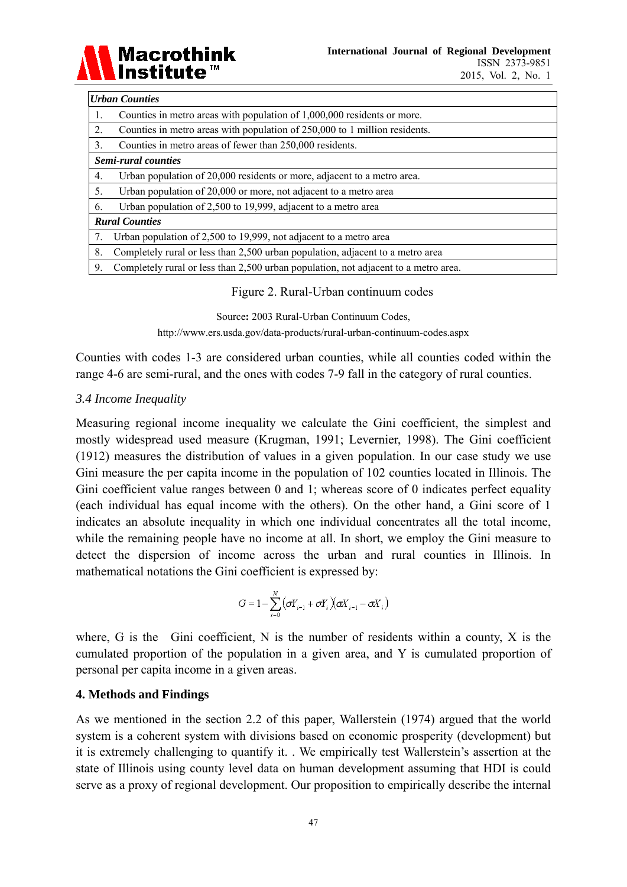| *Urban Counties* |
|---|
| 1. Counties in metro areas with population of 1,000,000 residents or more. |
| 2. Counties in metro areas with population of 250,000 to 1 million residents. |
| 3. Counties in metro areas of fewer than 250,000 residents. |
| ***Semi-rural counties*** |
| 4. Urban population of 20,000 residents or more, adjacent to a metro area. |
| 5. Urban population of 20,000 or more, not adjacent to a metro area |
| 6. Urban population of 2,500 to 19,999, adjacent to a metro area |
| ***Rural Counties*** |
| 7. Urban population of 2,500 to 19,999, not adjacent to a metro area |
| 8. Completely rural or less than 2,500 urban population, adjacent to a metro area |
| 9. Completely rural or less than 2,500 urban population, not adjacent to a metro area. |

Figure 2. Rural-Urban continuum codes

Source**:** 2003 Rural-Urban Continuum Codes, http://www.ers.usda.gov/data-products/rural-urban-continuum-codes.aspx

Counties with codes 1-3 are considered urban counties, while all counties coded within the range 4-6 are semi-rural, and the ones with codes 7-9 fall in the category of rural counties.

### *3.4 Income Inequality*

Measuring regional income inequality we calculate the Gini coefficient, the simplest and mostly widespread used measure (Krugman, 1991; Levernier, 1998). The Gini coefficient (1912) measures the distribution of values in a given population. In our case study we use Gini measure the per capita income in the population of 102 counties located in Illinois. The Gini coefficient value ranges between 0 and 1; whereas score of 0 indicates perfect equality (each individual has equal income with the others). On the other hand, a Gini score of 1 indicates an absolute inequality in which one individual concentrates all the total income, while the remaining people have no income at all. In short, we employ the Gini measure to detect the dispersion of income across the urban and rural counties in Illinois. In mathematical notations the Gini coefficient is expressed by:

$$G = 1 - \sum_{i=0}^{N} \left(\sigma Y_{i-1} + \sigma Y_i\right)\left(\sigma X_{i-1} - \sigma X_i\right)$$

where, G is the Gini coefficient, N is the number of residents within a county, X is the cumulated proportion of the population in a given area, and Y is cumulated proportion of personal per capita income in a given areas.

## 4. Methods and Findings

As we mentioned in the section 2.2 of this paper, Wallerstein (1974) argued that the world system is a coherent system with divisions based on economic prosperity (development) but it is extremely challenging to quantify it. . We empirically test Wallerstein's assertion at the state of Illinois using county level data on human development assuming that HDI is could serve as a proxy of regional development. Our proposition to empirically describe the internal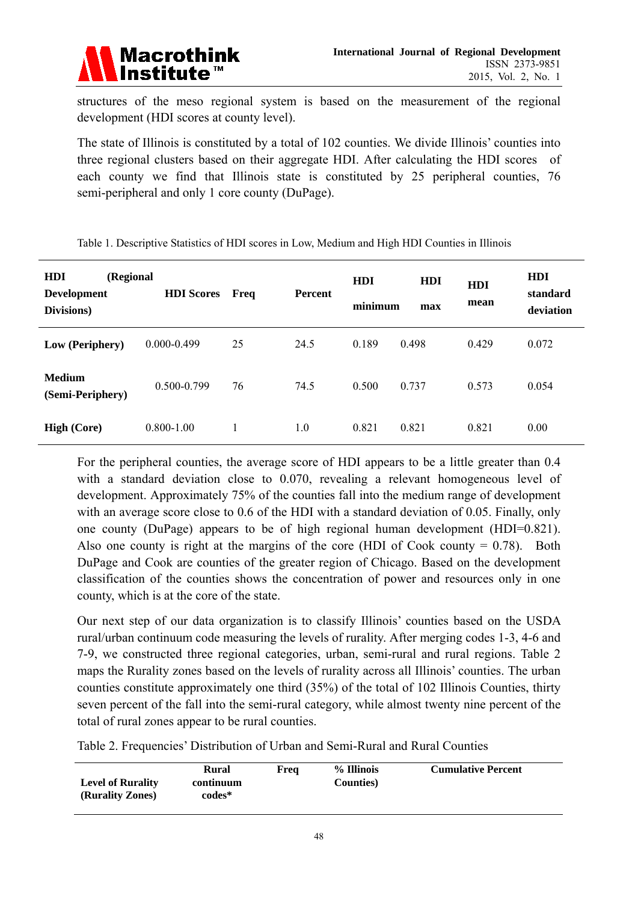structures of the meso regional system is based on the measurement of the regional development (HDI scores at county level).

The state of Illinois is constituted by a total of 102 counties. We divide Illinois' counties into three regional clusters based on their aggregate HDI. After calculating the HDI scores of each county we find that Illinois state is constituted by 25 peripheral counties, 76 semi-peripheral and only 1 core county (DuPage).

Table 1. Descriptive Statistics of HDI scores in Low, Medium and High HDI Counties in Illinois

| HDI (Regional Development Divisions) | HDI Scores | Freq | Percent | HDI minimum | HDI max | HDI mean | HDI standard deviation |
|---|---|---|---|---|---|---|---|
| **Low (Periphery)** | 0.000-0.499 | 25 | 24.5 | 0.189 | 0.498 | 0.429 | 0.072 |
| **Medium (Semi-Periphery)** | 0.500-0.799 | 76 | 74.5 | 0.500 | 0.737 | 0.573 | 0.054 |
| **High (Core)** | 0.800-1.00 | 1 | 1.0 | 0.821 | 0.821 | 0.821 | 0.00 |

For the peripheral counties, the average score of HDI appears to be a little greater than 0.4 with a standard deviation close to 0.070, revealing a relevant homogeneous level of development. Approximately 75% of the counties fall into the medium range of development with an average score close to 0.6 of the HDI with a standard deviation of 0.05. Finally, only one county (DuPage) appears to be of high regional human development (HDI=0.821). Also one county is right at the margins of the core (HDI of Cook county = 0.78). Both DuPage and Cook are counties of the greater region of Chicago. Based on the development classification of the counties shows the concentration of power and resources only in one county, which is at the core of the state.

Our next step of our data organization is to classify Illinois' counties based on the USDA rural/urban continuum code measuring the levels of rurality. After merging codes 1-3, 4-6 and 7-9, we constructed three regional categories, urban, semi-rural and rural regions. Table 2 maps the Rurality zones based on the levels of rurality across all Illinois' counties. The urban counties constitute approximately one third (35%) of the total of 102 Illinois Counties, thirty seven percent of the fall into the semi-rural category, while almost twenty nine percent of the total of rural zones appear to be rural counties.

Table 2. Frequencies' Distribution of Urban and Semi-Rural and Rural Counties

| Level of Rurality (Rurality Zones) | Rural continuum codes* | Freq | % Illinois Counties) | Cumulative Percent |
|---|---|---|---|---|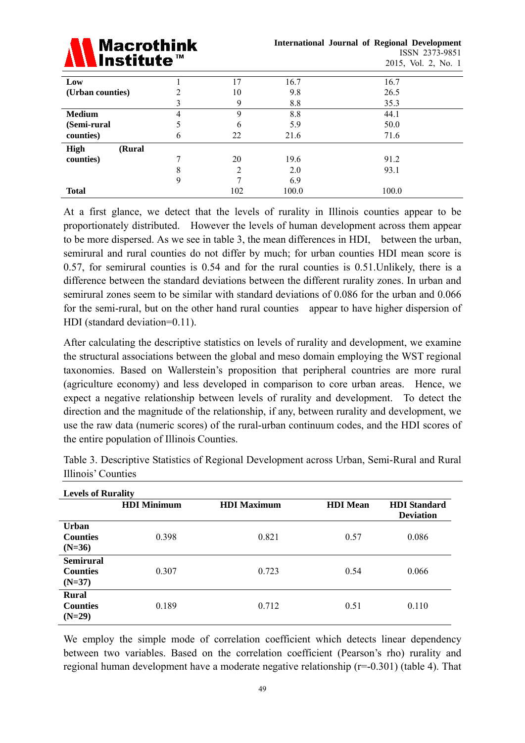| | | | | |
|---|---|---|---|---|
| **Low (Urban counties)** | 1 | 17 | 16.7 | 16.7 |
| | 2 | 10 | 9.8 | 26.5 |
| | 3 | 9 | 8.8 | 35.3 |
| **Medium (Semi-rural counties)** | 4 | 9 | 8.8 | 44.1 |
| | 5 | 6 | 5.9 | 50.0 |
| | 6 | 22 | 21.6 | 71.6 |
| **High (Rural counties)** | 7 | 20 | 19.6 | 91.2 |
| | 8 | 2 | 2.0 | 93.1 |
| | 9 | 7 | 6.9 | |
| **Total** | | 102 | 100.0 | 100.0 |

At a first glance, we detect that the levels of rurality in Illinois counties appear to be proportionately distributed. However the levels of human development across them appear to be more dispersed. As we see in table 3, the mean differences in HDI, between the urban, semirural and rural counties do not differ by much; for urban counties HDI mean score is 0.57, for semirural counties is 0.54 and for the rural counties is 0.51.Unlikely, there is a difference between the standard deviations between the different rurality zones. In urban and semirural zones seem to be similar with standard deviations of 0.086 for the urban and 0.066 for the semi-rural, but on the other hand rural counties appear to have higher dispersion of HDI (standard deviation=0.11).

After calculating the descriptive statistics on levels of rurality and development, we examine the structural associations between the global and meso domain employing the WST regional taxonomies. Based on Wallerstein's proposition that peripheral countries are more rural (agriculture economy) and less developed in comparison to core urban areas. Hence, we expect a negative relationship between levels of rurality and development. To detect the direction and the magnitude of the relationship, if any, between rurality and development, we use the raw data (numeric scores) of the rural-urban continuum codes, and the HDI scores of the entire population of Illinois Counties.

Table 3. Descriptive Statistics of Regional Development across Urban, Semi-Rural and Rural Illinois' Counties

| Levels of Rurality | HDI Minimum | HDI Maximum | HDI Mean | HDI Standard Deviation |
|---|---|---|---|---|
| **Urban Counties (N=36)** | 0.398 | 0.821 | 0.57 | 0.086 |
| **Semirural Counties (N=37)** | 0.307 | 0.723 | 0.54 | 0.066 |
| **Rural Counties (N=29)** | 0.189 | 0.712 | 0.51 | 0.110 |

We employ the simple mode of correlation coefficient which detects linear dependency between two variables. Based on the correlation coefficient (Pearson's rho) rurality and regional human development have a moderate negative relationship ($r=-0.301$) (table 4). That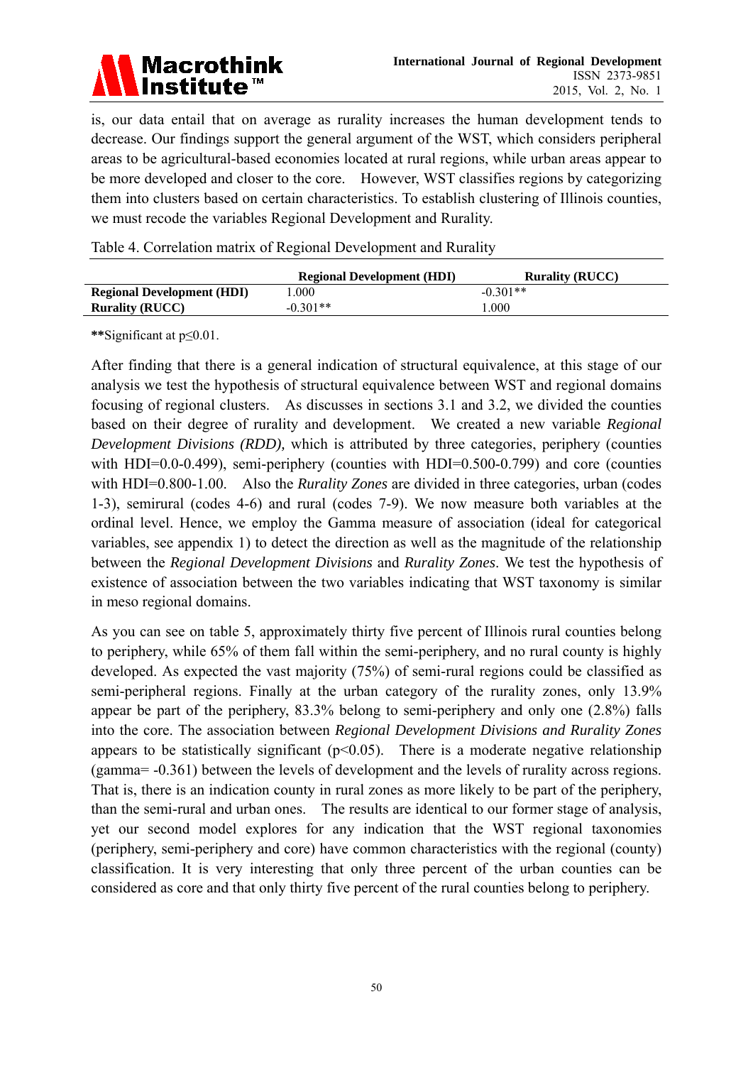is, our data entail that on average as rurality increases the human development tends to decrease. Our findings support the general argument of the WST, which considers peripheral areas to be agricultural-based economies located at rural regions, while urban areas appear to be more developed and closer to the core. However, WST classifies regions by categorizing them into clusters based on certain characteristics. To establish clustering of Illinois counties, we must recode the variables Regional Development and Rurality.

Table 4. Correlation matrix of Regional Development and Rurality

| | **Regional Development (HDI)** | **Rurality (RUCC)** |
|---|---|---|
| **Regional Development (HDI)** | 1.000 | -0.301** |
| **Rurality (RUCC)** | -0.301** | 1.000 |

**Significant at p≤0.01.

After finding that there is a general indication of structural equivalence, at this stage of our analysis we test the hypothesis of structural equivalence between WST and regional domains focusing of regional clusters. As discusses in sections 3.1 and 3.2, we divided the counties based on their degree of rurality and development. We created a new variable *Regional Development Divisions (RDD),* which is attributed by three categories, periphery (counties with HDI=0.0-0.499), semi-periphery (counties with HDI=0.500-0.799) and core (counties with HDI=0.800-1.00. Also the *Rurality Zones* are divided in three categories, urban (codes 1-3), semirural (codes 4-6) and rural (codes 7-9). We now measure both variables at the ordinal level. Hence, we employ the Gamma measure of association (ideal for categorical variables, see appendix 1) to detect the direction as well as the magnitude of the relationship between the *Regional Development Divisions* and *Rurality Zones*. We test the hypothesis of existence of association between the two variables indicating that WST taxonomy is similar in meso regional domains.

As you can see on table 5, approximately thirty five percent of Illinois rural counties belong to periphery, while 65% of them fall within the semi-periphery, and no rural county is highly developed. As expected the vast majority (75%) of semi-rural regions could be classified as semi-peripheral regions. Finally at the urban category of the rurality zones, only 13.9% appear be part of the periphery, 83.3% belong to semi-periphery and only one (2.8%) falls into the core. The association between *Regional Development Divisions and Rurality Zones* appears to be statistically significant ($p<0.05$). There is a moderate negative relationship (gamma= -0.361) between the levels of development and the levels of rurality across regions. That is, there is an indication county in rural zones as more likely to be part of the periphery, than the semi-rural and urban ones. The results are identical to our former stage of analysis, yet our second model explores for any indication that the WST regional taxonomies (periphery, semi-periphery and core) have common characteristics with the regional (county) classification. It is very interesting that only three percent of the urban counties can be considered as core and that only thirty five percent of the rural counties belong to periphery.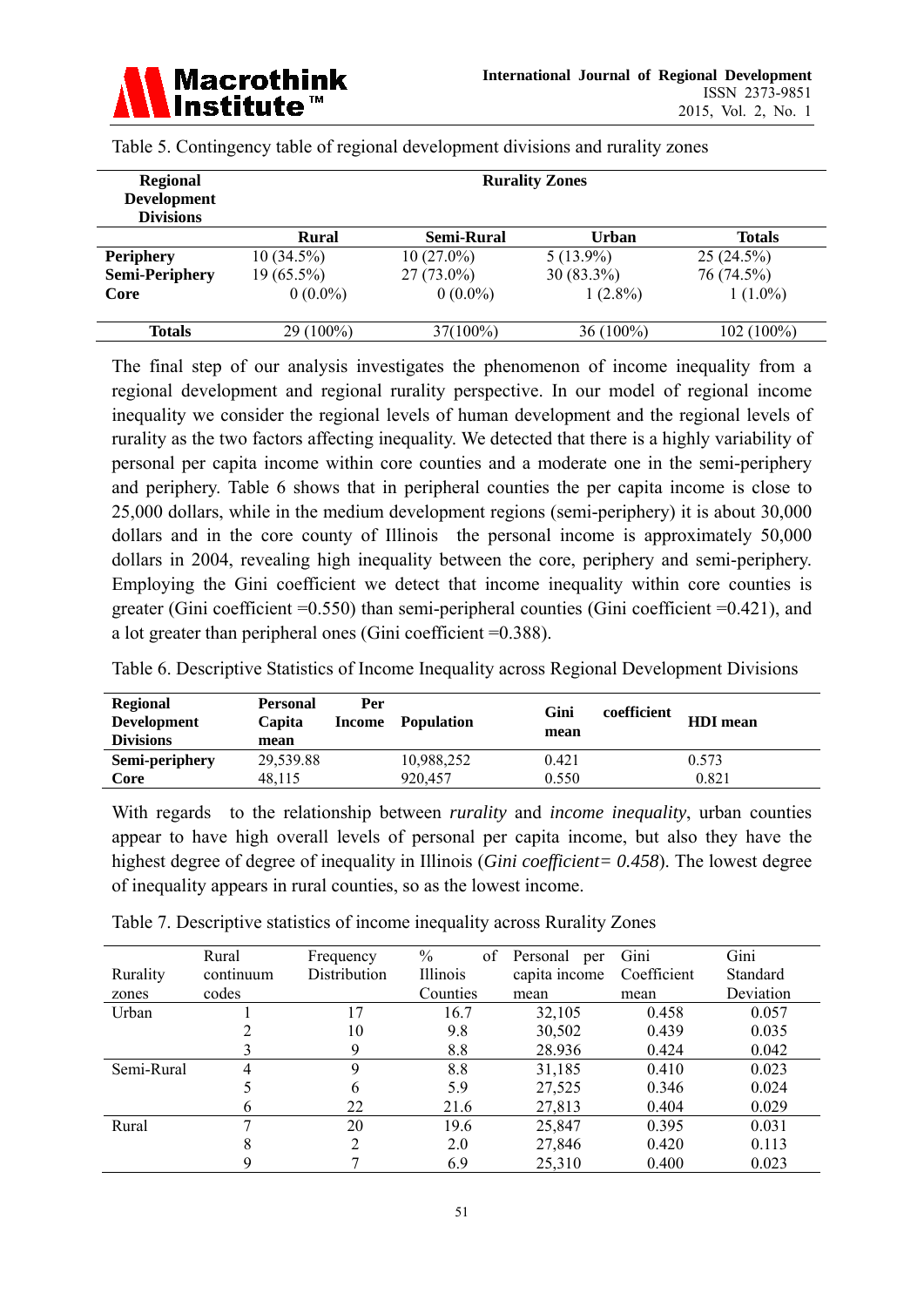Table 5. Contingency table of regional development divisions and rurality zones

| Regional Development Divisions | Rurality Zones | | | |
|---|---|---|---|---|
| | Rural | Semi-Rural | Urban | Totals |
| **Periphery** | 10 (34.5%) | 10 (27.0%) | 5 (13.9%) | 25 (24.5%) |
| **Semi-Periphery** | 19 (65.5%) | 27 (73.0%) | 30 (83.3%) | 76 (74.5%) |
| **Core** | 0 (0.0%) | 0 (0.0%) | 1 (2.8%) | 1 (1.0%) |
| **Totals** | 29 (100%) | 37(100%) | 36 (100%) | 102 (100%) |

The final step of our analysis investigates the phenomenon of income inequality from a regional development and regional rurality perspective. In our model of regional income inequality we consider the regional levels of human development and the regional levels of rurality as the two factors affecting inequality. We detected that there is a highly variability of personal per capita income within core counties and a moderate one in the semi-periphery and periphery. Table 6 shows that in peripheral counties the per capita income is close to 25,000 dollars, while in the medium development regions (semi-periphery) it is about 30,000 dollars and in the core county of Illinois the personal income is approximately 50,000 dollars in 2004, revealing high inequality between the core, periphery and semi-periphery. Employing the Gini coefficient we detect that income inequality within core counties is greater (Gini coefficient =0.550) than semi-peripheral counties (Gini coefficient =0.421), and a lot greater than peripheral ones (Gini coefficient =0.388).

Table 6. Descriptive Statistics of Income Inequality across Regional Development Divisions

| Regional Development Divisions | Personal Per Capita Income mean | Population | Gini coefficient mean | HDI mean |
|---|---|---|---|---|
| **Semi-periphery** | 29,539.88 | 10,988,252 | 0.421 | 0.573 |
| **Core** | 48,115 | 920,457 | 0.550 | 0.821 |

With regards to the relationship between *rurality* and *income inequality*, urban counties appear to have high overall levels of personal per capita income, but also they have the highest degree of degree of inequality in Illinois (*Gini coefficient= 0.458*). The lowest degree of inequality appears in rural counties, so as the lowest income.

Table 7. Descriptive statistics of income inequality across Rurality Zones

| Rurality zones | Rural continuum codes | Frequency Distribution | % of Illinois Counties | Personal per capita income mean | Gini Coefficient mean | Gini Standard Deviation |
|---|---|---|---|---|---|---|
| Urban | 1 | 17 | 16.7 | 32,105 | 0.458 | 0.057 |
| | 2 | 10 | 9.8 | 30,502 | 0.439 | 0.035 |
| | 3 | 9 | 8.8 | 28.936 | 0.424 | 0.042 |
| Semi-Rural | 4 | 9 | 8.8 | 31,185 | 0.410 | 0.023 |
| | 5 | 6 | 5.9 | 27,525 | 0.346 | 0.024 |
| | 6 | 22 | 21.6 | 27,813 | 0.404 | 0.029 |
| Rural | 7 | 20 | 19.6 | 25,847 | 0.395 | 0.031 |
| | 8 | 2 | 2.0 | 27,846 | 0.420 | 0.113 |
| | 9 | 7 | 6.9 | 25,310 | 0.400 | 0.023 |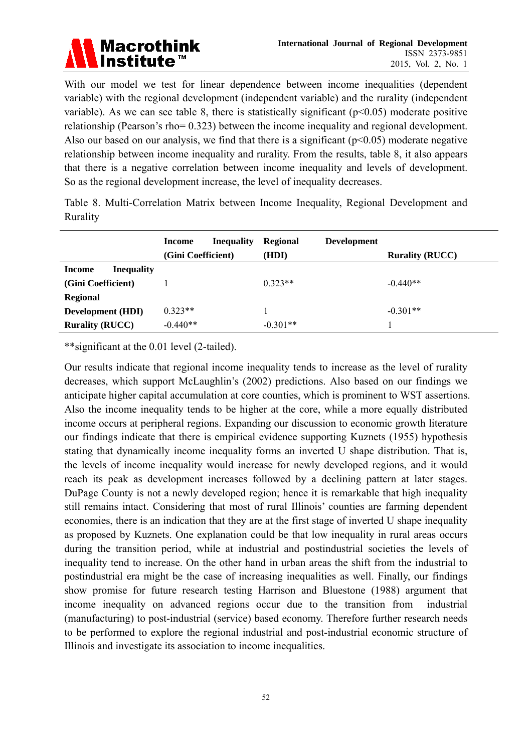With our model we test for linear dependence between income inequalities (dependent variable) with the regional development (independent variable) and the rurality (independent variable). As we can see table 8, there is statistically significant ($p<0.05$) moderate positive relationship (Pearson's rho= 0.323) between the income inequality and regional development. Also our based on our analysis, we find that there is a significant ($p<0.05$) moderate negative relationship between income inequality and rurality. From the results, table 8, it also appears that there is a negative correlation between income inequality and levels of development. So as the regional development increase, the level of inequality decreases.

Table 8. Multi-Correlation Matrix between Income Inequality, Regional Development and Rurality

| | **Income Inequality (Gini Coefficient)** | **Regional Development (HDI)** | **Rurality (RUCC)** |
|---|---|---|---|
| **Income Inequality (Gini Coefficient)** | 1 | 0.323** | -0.440** |
| **Regional Development (HDI)** | 0.323** | 1 | -0.301** |
| **Rurality (RUCC)** | -0.440** | -0.301** | 1 |

**significant at the 0.01 level (2-tailed).

Our results indicate that regional income inequality tends to increase as the level of rurality decreases, which support McLaughlin's (2002) predictions. Also based on our findings we anticipate higher capital accumulation at core counties, which is prominent to WST assertions. Also the income inequality tends to be higher at the core, while a more equally distributed income occurs at peripheral regions. Expanding our discussion to economic growth literature our findings indicate that there is empirical evidence supporting Kuznets (1955) hypothesis stating that dynamically income inequality forms an inverted U shape distribution. That is, the levels of income inequality would increase for newly developed regions, and it would reach its peak as development increases followed by a declining pattern at later stages. DuPage County is not a newly developed region; hence it is remarkable that high inequality still remains intact. Considering that most of rural Illinois' counties are farming dependent economies, there is an indication that they are at the first stage of inverted U shape inequality as proposed by Kuznets. One explanation could be that low inequality in rural areas occurs during the transition period, while at industrial and postindustrial societies the levels of inequality tend to increase. On the other hand in urban areas the shift from the industrial to postindustrial era might be the case of increasing inequalities as well. Finally, our findings show promise for future research testing Harrison and Bluestone (1988) argument that income inequality on advanced regions occur due to the transition from industrial (manufacturing) to post-industrial (service) based economy. Therefore further research needs to be performed to explore the regional industrial and post-industrial economic structure of Illinois and investigate its association to income inequalities.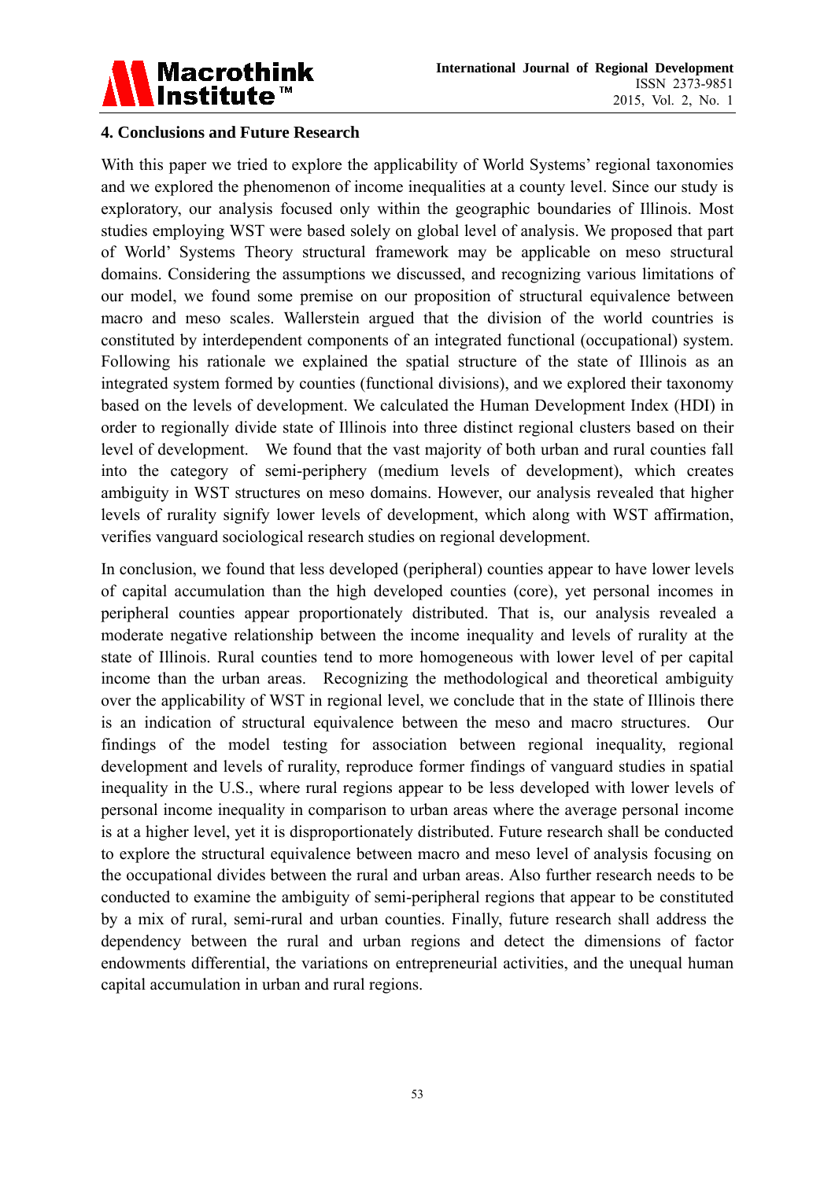## 4. Conclusions and Future Research

With this paper we tried to explore the applicability of World Systems' regional taxonomies and we explored the phenomenon of income inequalities at a county level. Since our study is exploratory, our analysis focused only within the geographic boundaries of Illinois. Most studies employing WST were based solely on global level of analysis. We proposed that part of World' Systems Theory structural framework may be applicable on meso structural domains. Considering the assumptions we discussed, and recognizing various limitations of our model, we found some premise on our proposition of structural equivalence between macro and meso scales. Wallerstein argued that the division of the world countries is constituted by interdependent components of an integrated functional (occupational) system. Following his rationale we explained the spatial structure of the state of Illinois as an integrated system formed by counties (functional divisions), and we explored their taxonomy based on the levels of development. We calculated the Human Development Index (HDI) in order to regionally divide state of Illinois into three distinct regional clusters based on their level of development. We found that the vast majority of both urban and rural counties fall into the category of semi-periphery (medium levels of development), which creates ambiguity in WST structures on meso domains. However, our analysis revealed that higher levels of rurality signify lower levels of development, which along with WST affirmation, verifies vanguard sociological research studies on regional development.

In conclusion, we found that less developed (peripheral) counties appear to have lower levels of capital accumulation than the high developed counties (core), yet personal incomes in peripheral counties appear proportionately distributed. That is, our analysis revealed a moderate negative relationship between the income inequality and levels of rurality at the state of Illinois. Rural counties tend to more homogeneous with lower level of per capital income than the urban areas. Recognizing the methodological and theoretical ambiguity over the applicability of WST in regional level, we conclude that in the state of Illinois there is an indication of structural equivalence between the meso and macro structures. Our findings of the model testing for association between regional inequality, regional development and levels of rurality, reproduce former findings of vanguard studies in spatial inequality in the U.S., where rural regions appear to be less developed with lower levels of personal income inequality in comparison to urban areas where the average personal income is at a higher level, yet it is disproportionately distributed. Future research shall be conducted to explore the structural equivalence between macro and meso level of analysis focusing on the occupational divides between the rural and urban areas. Also further research needs to be conducted to examine the ambiguity of semi-peripheral regions that appear to be constituted by a mix of rural, semi-rural and urban counties. Finally, future research shall address the dependency between the rural and urban regions and detect the dimensions of factor endowments differential, the variations on entrepreneurial activities, and the unequal human capital accumulation in urban and rural regions.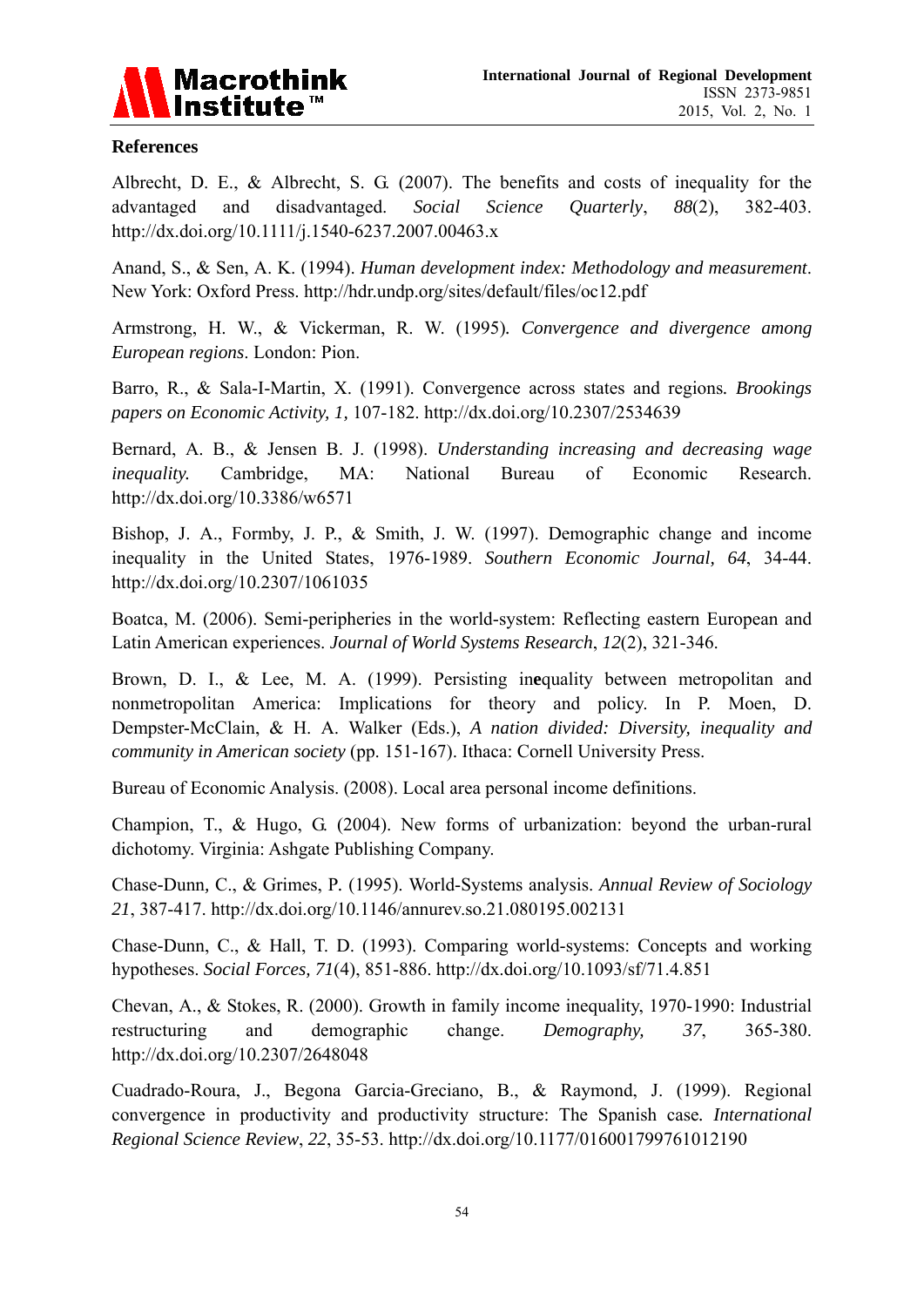## References

Albrecht, D. E., & Albrecht, S. G. (2007). The benefits and costs of inequality for the advantaged and disadvantaged. *Social Science Quarterly*, *88*(2), 382-403. http://dx.doi.org/10.1111/j.1540-6237.2007.00463.x

Anand, S., & Sen, A. K. (1994). *Human development index: Methodology and measurement*. New York: Oxford Press. http://hdr.undp.org/sites/default/files/oc12.pdf

Armstrong, H. W., & Vickerman, R. W. (1995). *Convergence and divergence among European regions*. London: Pion.

Barro, R., & Sala-I-Martin, X. (1991). Convergence across states and regions. *Brookings papers on Economic Activity, 1,* 107-182. http://dx.doi.org/10.2307/2534639

Bernard, A. B., & Jensen B. J. (1998). *Understanding increasing and decreasing wage inequality.* Cambridge, MA: National Bureau of Economic Research. http://dx.doi.org/10.3386/w6571

Bishop, J. A., Formby, J. P., & Smith, J. W. (1997). Demographic change and income inequality in the United States, 1976-1989. *Southern Economic Journal, 64*, 34-44. http://dx.doi.org/10.2307/1061035

Boatca, M. (2006). Semi-peripheries in the world-system: Reflecting eastern European and Latin American experiences. *Journal of World Systems Research*, *12*(2), 321-346.

Brown, D. I., & Lee, M. A. (1999). Persisting in**e**quality between metropolitan and nonmetropolitan America: Implications for theory and policy. In P. Moen, D. Dempster-McClain, & H. A. Walker (Eds.), *A nation divided: Diversity, inequality and community in American society* (pp. 151-167). Ithaca: Cornell University Press.

Bureau of Economic Analysis. (2008). Local area personal income definitions.

Champion, T., & Hugo, G. (2004). New forms of urbanization: beyond the urban-rural dichotomy. Virginia: Ashgate Publishing Company.

Chase-Dunn, C., & Grimes, P. (1995). World-Systems analysis. *Annual Review of Sociology 21*, 387-417. http://dx.doi.org/10.1146/annurev.so.21.080195.002131

Chase-Dunn, C., & Hall, T. D. (1993). Comparing world-systems: Concepts and working hypotheses. *Social Forces, 71*(4), 851-886. http://dx.doi.org/10.1093/sf/71.4.851

Chevan, A., & Stokes, R. (2000). Growth in family income inequality, 1970-1990: Industrial restructuring and demographic change. *Demography, 37*, 365-380. http://dx.doi.org/10.2307/2648048

Cuadrado-Roura, J., Begona Garcia-Greciano, B., & Raymond, J. (1999). Regional convergence in productivity and productivity structure: The Spanish case. *International Regional Science Review*, *22*, 35-53. http://dx.doi.org/10.1177/016001799761012190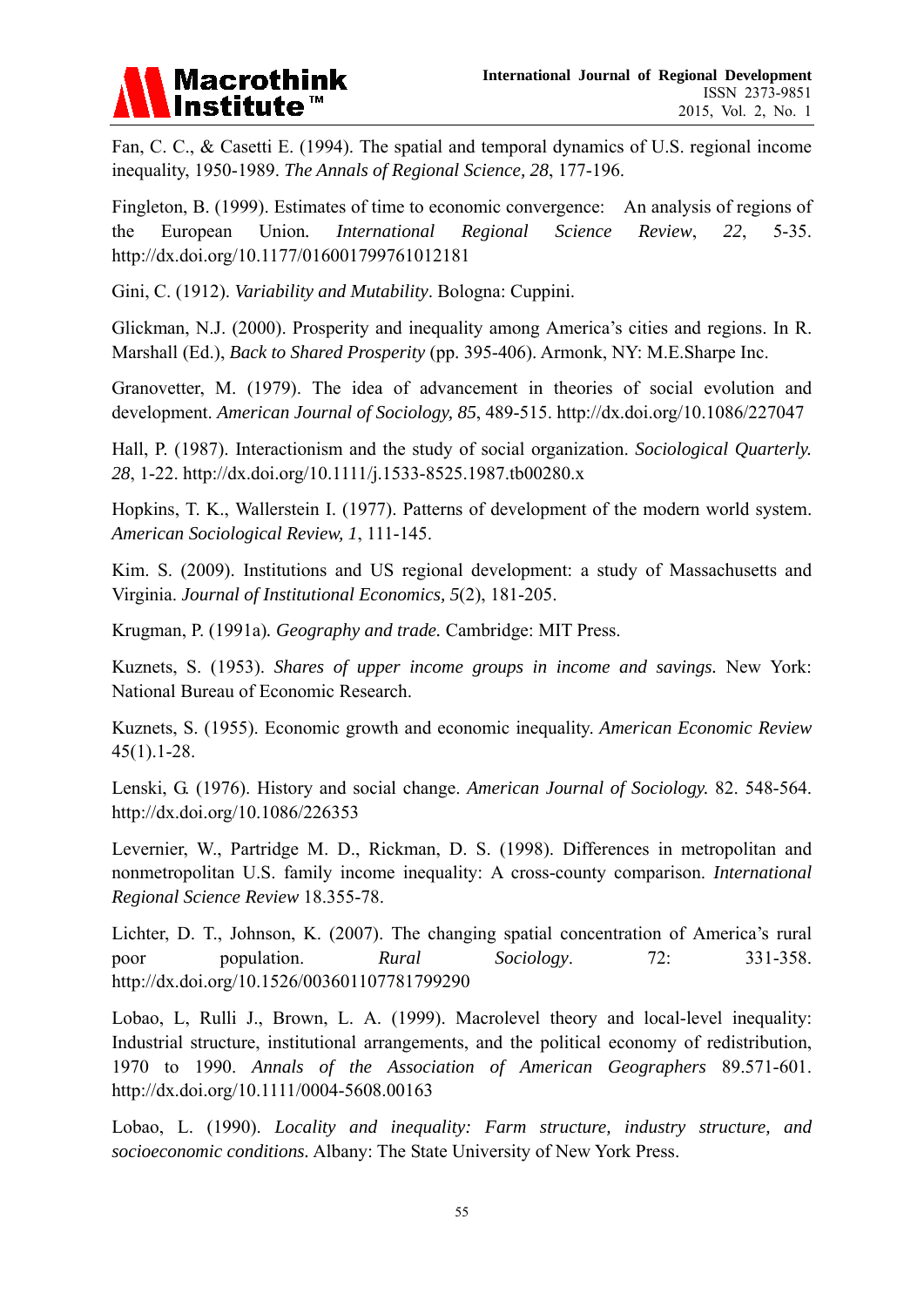Fan, C. C., & Casetti E. (1994). The spatial and temporal dynamics of U.S. regional income inequality, 1950-1989. *The Annals of Regional Science, 28*, 177-196.

Fingleton, B. (1999). Estimates of time to economic convergence: An analysis of regions of the European Union. *International Regional Science Review*, *22*, 5-35. http://dx.doi.org/10.1177/016001799761012181

Gini, C. (1912). *Variability and Mutability*. Bologna: Cuppini.

Glickman, N.J. (2000). Prosperity and inequality among America's cities and regions. In R. Marshall (Ed.), *Back to Shared Prosperity* (pp. 395-406). Armonk, NY: M.E.Sharpe Inc.

Granovetter, M. (1979). The idea of advancement in theories of social evolution and development. *American Journal of Sociology, 85*, 489-515. http://dx.doi.org/10.1086/227047

Hall, P. (1987). Interactionism and the study of social organization. *Sociological Quarterly. 28*, 1-22. http://dx.doi.org/10.1111/j.1533-8525.1987.tb00280.x

Hopkins, T. K., Wallerstein I. (1977). Patterns of development of the modern world system. *American Sociological Review, 1*, 111-145.

Kim. S. (2009). Institutions and US regional development: a study of Massachusetts and Virginia. *Journal of Institutional Economics, 5*(2), 181-205.

Krugman, P. (1991a). *Geography and trade.* Cambridge: MIT Press.

Kuznets, S. (1953). *Shares of upper income groups in income and savings.* New York: National Bureau of Economic Research.

Kuznets, S. (1955). Economic growth and economic inequality. *American Economic Review* 45(1).1-28.

Lenski, G. (1976). History and social change. *American Journal of Sociology.* 82. 548-564. http://dx.doi.org/10.1086/226353

Levernier, W., Partridge M. D., Rickman, D. S. (1998). Differences in metropolitan and nonmetropolitan U.S. family income inequality: A cross-county comparison. *International Regional Science Review* 18.355-78.

Lichter, D. T., Johnson, K. (2007). The changing spatial concentration of America's rural poor population. *Rural Sociology*. 72: 331-358. http://dx.doi.org/10.1526/003601107781799290

Lobao, L, Rulli J., Brown, L. A. (1999). Macrolevel theory and local-level inequality: Industrial structure, institutional arrangements, and the political economy of redistribution, 1970 to 1990. *Annals of the Association of American Geographers* 89.571-601. http://dx.doi.org/10.1111/0004-5608.00163

Lobao, L. (1990). *Locality and inequality: Farm structure, industry structure, and socioeconomic conditions.* Albany: The State University of New York Press.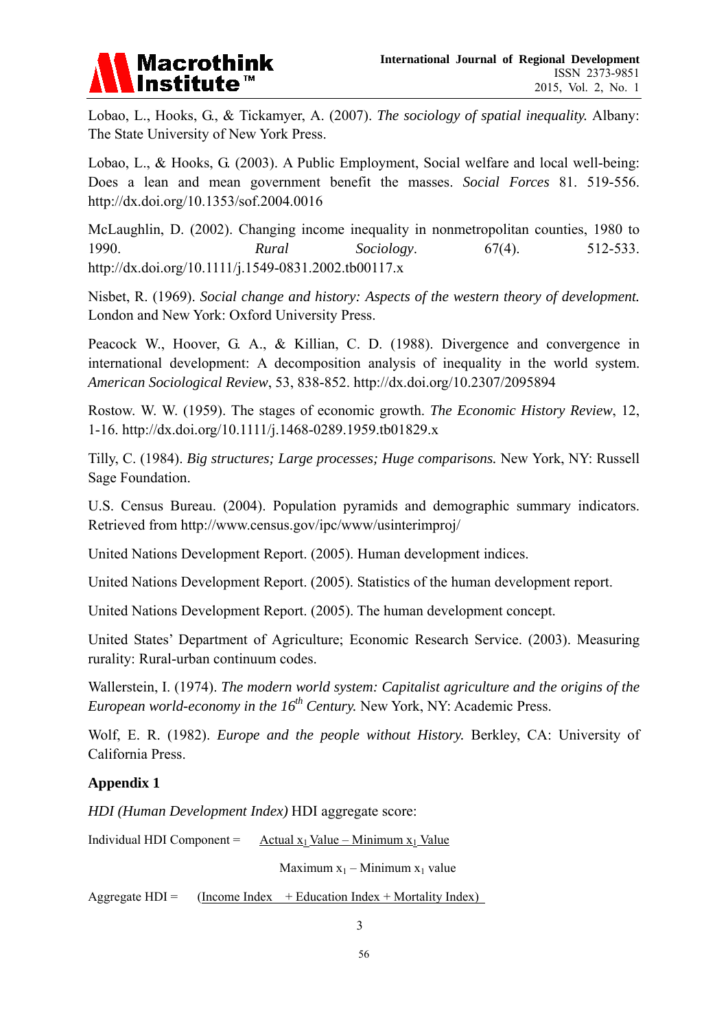Lobao, L., Hooks, G., & Tickamyer, A. (2007). *The sociology of spatial inequality.* Albany: The State University of New York Press.

Lobao, L., & Hooks, G. (2003). A Public Employment, Social welfare and local well-being: Does a lean and mean government benefit the masses. *Social Forces* 81. 519-556. http://dx.doi.org/10.1353/sof.2004.0016

McLaughlin, D. (2002). Changing income inequality in nonmetropolitan counties, 1980 to 1990. *Rural Sociology*. 67(4). 512-533. http://dx.doi.org/10.1111/j.1549-0831.2002.tb00117.x

Nisbet, R. (1969). *Social change and history: Aspects of the western theory of development.* London and New York: Oxford University Press.

Peacock W., Hoover, G. A., & Killian, C. D. (1988). Divergence and convergence in international development: A decomposition analysis of inequality in the world system. *American Sociological Review*, 53, 838-852. http://dx.doi.org/10.2307/2095894

Rostow. W. W. (1959). The stages of economic growth. *The Economic History Review*, 12, 1-16. http://dx.doi.org/10.1111/j.1468-0289.1959.tb01829.x

Tilly, C. (1984). *Big structures; Large processes; Huge comparisons.* New York, NY: Russell Sage Foundation.

U.S. Census Bureau. (2004). Population pyramids and demographic summary indicators. Retrieved from http://www.census.gov/ipc/www/usinterimproj/

United Nations Development Report. (2005). Human development indices.

United Nations Development Report. (2005). Statistics of the human development report.

United Nations Development Report. (2005). The human development concept.

United States' Department of Agriculture; Economic Research Service. (2003). Measuring rurality: Rural-urban continuum codes.

Wallerstein, I. (1974). *The modern world system: Capitalist agriculture and the origins of the European world-economy in the 16th Century.* New York, NY: Academic Press.

Wolf, E. R. (1982). *Europe and the people without History.* Berkley, CA: University of California Press.

## Appendix 1

*HDI (Human Development Index)* HDI aggregate score:

$$\text{Individual HDI Component} = \frac{\text{Actual } x_1 \text{ Value} - \text{Minimum } x_1 \text{ Value}}{\text{Maximum } x_1 - \text{Minimum } x_1 \text{ value}}$$

$$\text{Aggregate HDI} = \frac{(\text{Income Index} + \text{Education Index} + \text{Mortality Index})}{3}$$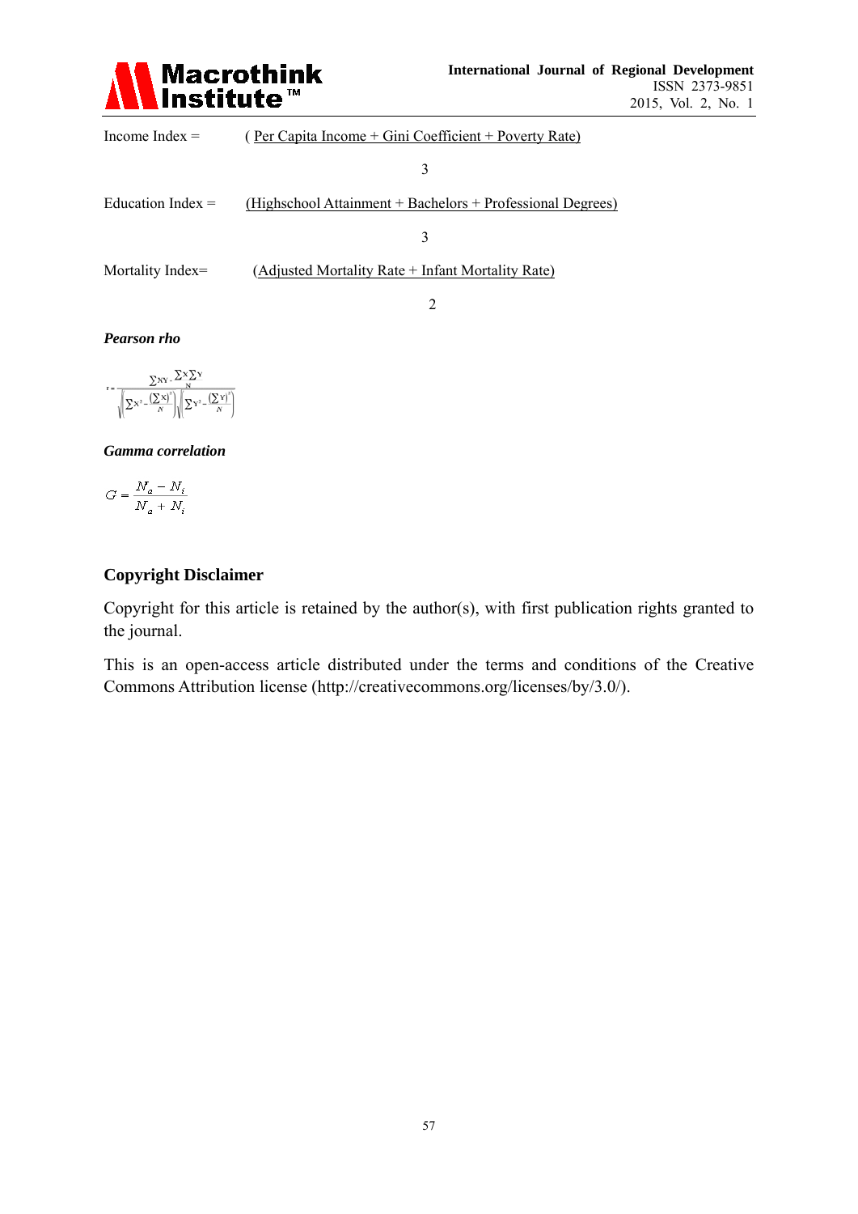$$\text{Income Index} = \frac{(\text{Per Capita Income} + \text{Gini Coefficient} + \text{Poverty Rate})}{3}$$

$$\text{Education Index} = \frac{(\text{Highschool Attainment} + \text{Bachelors} + \text{Professional Degrees})}{3}$$

$$\text{Mortality Index} = \frac{(\text{Adjusted Mortality Rate} + \text{Infant Mortality Rate})}{2}$$

***Pearson rho***

$$r = \frac{\sum XY - \frac{\sum X \sum Y}{N}}{\sqrt{\left(\sum X^2 - \frac{(\sum X)^2}{N}\right)}\sqrt{\left(\sum Y^2 - \frac{(\sum Y)^2}{N}\right)}}$$

***Gamma correlation***

$$G = \frac{N_a - N_i}{N_a + N_i}$$

## Copyright Disclaimer

Copyright for this article is retained by the author(s), with first publication rights granted to the journal.

This is an open-access article distributed under the terms and conditions of the Creative Commons Attribution license (http://creativecommons.org/licenses/by/3.0/).